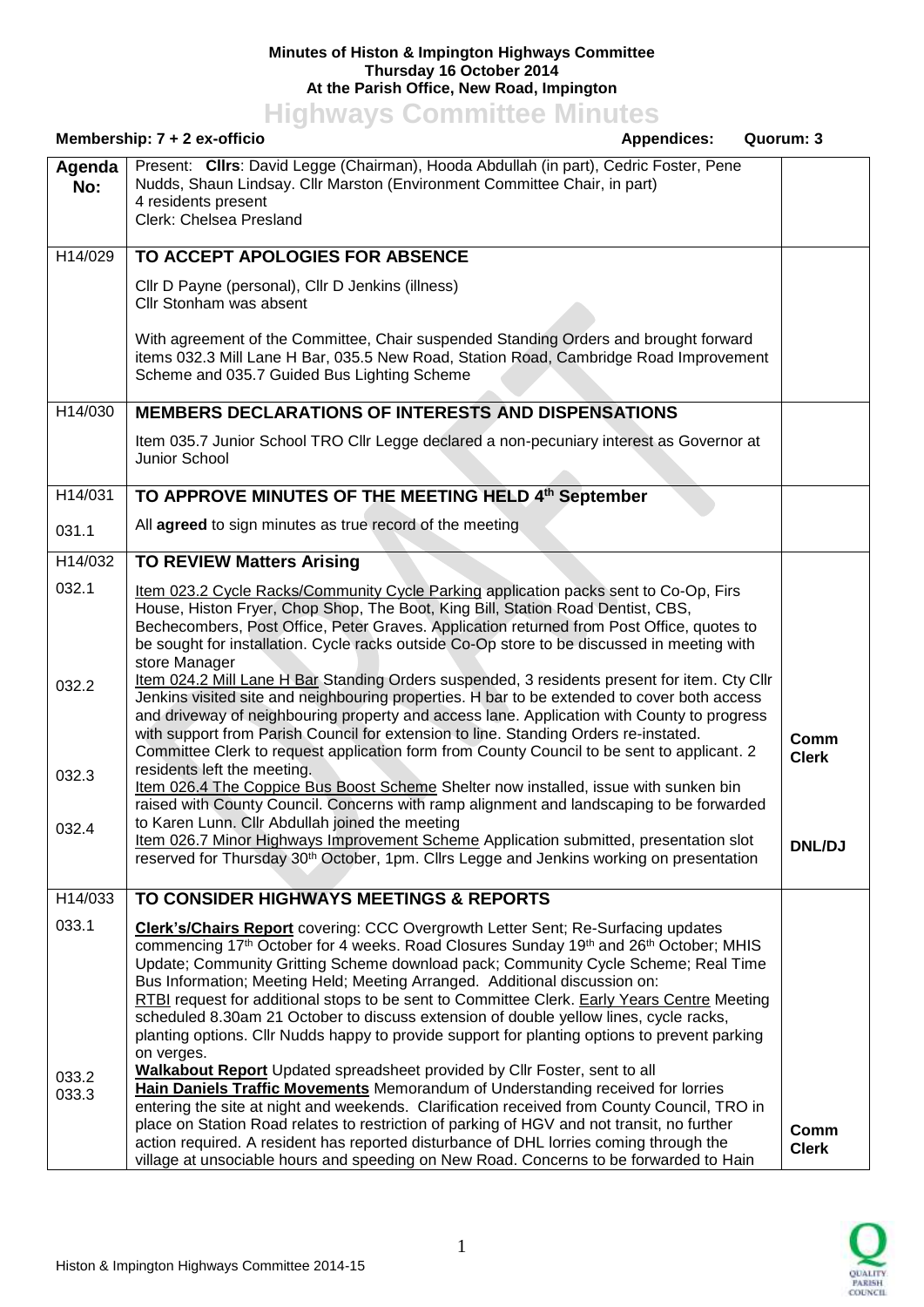**Minutes of Histon & Impington Highways Committee**
**Thursday 16 October 2014**
**At the Parish Office, New Road, Impington**

# Highways Committee Minutes

**Membership: 7 + 2 ex-officio** | **Appendices:** | **Quorum: 3**

| Agenda No: | | |
|---|---|---|
| | Present: **Cllrs**: David Legge (Chairman), Hooda Abdullah (in part), Cedric Foster, Pene Nudds, Shaun Lindsay. Cllr Marston (Environment Committee Chair, in part)<br>4 residents present<br>Clerk: Chelsea Presland | |
| H14/029 | **TO ACCEPT APOLOGIES FOR ABSENCE** | |
| | Cllr D Payne (personal), Cllr D Jenkins (illness)<br>Cllr Stonham was absent<br><br>With agreement of the Committee, Chair suspended Standing Orders and brought forward items 032.3 Mill Lane H Bar, 035.5 New Road, Station Road, Cambridge Road Improvement Scheme and 035.7 Guided Bus Lighting Scheme | |
| H14/030 | **MEMBERS DECLARATIONS OF INTERESTS AND DISPENSATIONS** | |
| | Item 035.7 Junior School TRO Cllr Legge declared a non-pecuniary interest as Governor at Junior School | |
| H14/031 | **TO APPROVE MINUTES OF THE MEETING HELD 4th September** | |
| 031.1 | All **agreed** to sign minutes as true record of the meeting | |
| H14/032 | **TO REVIEW Matters Arising** | |
| 032.1 | Item 023.2 Cycle Racks/Community Cycle Parking application packs sent to Co-Op, Firs House, Histon Fryer, Chop Shop, The Boot, King Bill, Station Road Dentist, CBS, Bechecombers, Post Office, Peter Graves. Application returned from Post Office, quotes to be sought for installation. Cycle racks outside Co-Op store to be discussed in meeting with store Manager | |
| 032.2 | Item 024.2 Mill Lane H Bar Standing Orders suspended, 3 residents present for item. Cty Cllr Jenkins visited site and neighbouring properties. H bar to be extended to cover both access and driveway of neighbouring property and access lane. Application with County to progress with support from Parish Council for extension to line. Standing Orders re-instated. Committee Clerk to request application form from County Council to be sent to applicant. 2 residents left the meeting. | Comm Clerk |
| 032.3 | Item 026.4 The Coppice Bus Boost Scheme Shelter now installed, issue with sunken bin raised with County Council. Concerns with ramp alignment and landscaping to be forwarded to Karen Lunn. Cllr Abdullah joined the meeting | |
| 032.4 | Item 026.7 Minor Highways Improvement Scheme Application submitted, presentation slot reserved for Thursday 30th October, 1pm. Cllrs Legge and Jenkins working on presentation | DNL/DJ |
| H14/033 | **TO CONSIDER HIGHWAYS MEETINGS & REPORTS** | |
| 033.1 | **Clerk's/Chairs Report** covering: CCC Overgrowth Letter Sent; Re-Surfacing updates commencing 17th October for 4 weeks. Road Closures Sunday 19th and 26th October; MHIS Update; Community Gritting Scheme download pack; Community Cycle Scheme; Real Time Bus Information; Meeting Held; Meeting Arranged. Additional discussion on:<br>RTBI request for additional stops to be sent to Committee Clerk. Early Years Centre Meeting scheduled 8.30am 21 October to discuss extension of double yellow lines, cycle racks, planting options. Cllr Nudds happy to provide support for planting options to prevent parking on verges. | |
| 033.2 | **Walkabout Report** Updated spreadsheet provided by Cllr Foster, sent to all | |
| 033.3 | **Hain Daniels Traffic Movements** Memorandum of Understanding received for lorries entering the site at night and weekends. Clarification received from County Council, TRO in place on Station Road relates to restriction of parking of HGV and not transit, no further action required. A resident has reported disturbance of DHL lorries coming through the village at unsociable hours and speeding on New Road. Concerns to be forwarded to Hain | Comm Clerk |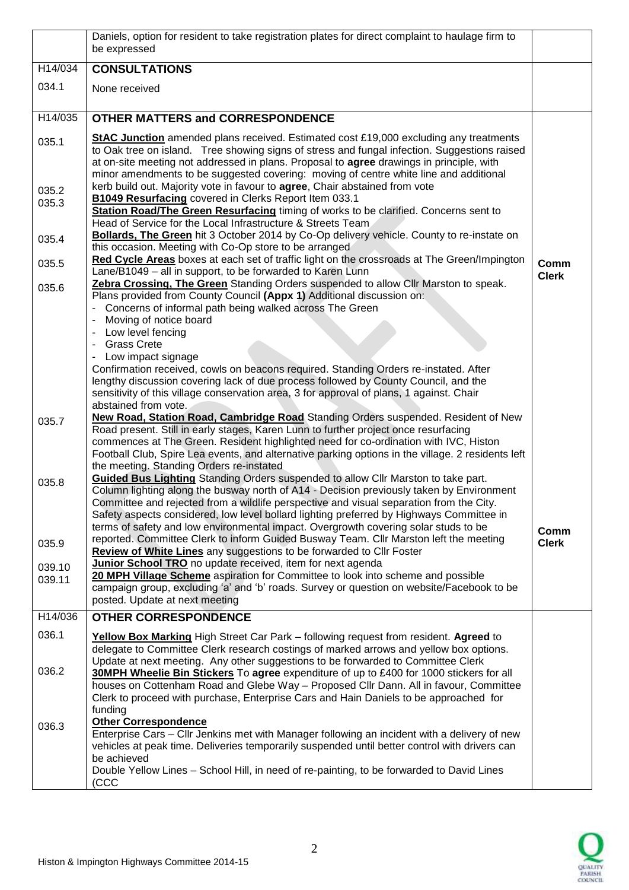| | | |
|---|---|---|
| | Daniels, option for resident to take registration plates for direct complaint to haulage firm to be expressed | |
| H14/034 | **CONSULTATIONS** | |
| 034.1 | None received | |
| H14/035 | **OTHER MATTERS and CORRESPONDENCE** | |
| 035.1 | **StAC Junction** amended plans received. Estimated cost £19,000 excluding any treatments to Oak tree on island. Tree showing signs of stress and fungal infection. Suggestions raised at on-site meeting not addressed in plans. Proposal to **agree** drawings in principle, with minor amendments to be suggested covering: moving of centre white line and additional kerb build out. Majority vote in favour to **agree**, Chair abstained from vote | |
| 035.2 | **B1049 Resurfacing** covered in Clerks Report Item 033.1 | |
| 035.3 | **Station Road/The Green Resurfacing** timing of works to be clarified. Concerns sent to Head of Service for the Local Infrastructure & Streets Team | |
| 035.4 | **Bollards, The Green** hit 3 October 2014 by Co-Op delivery vehicle. County to re-instate on this occasion. Meeting with Co-Op store to be arranged | |
| 035.5 | **Red Cycle Areas** boxes at each set of traffic light on the crossroads at The Green/Impington Lane/B1049 – all in support, to be forwarded to Karen Lunn | **Comm Clerk** |
| 035.6 | **Zebra Crossing, The Green** Standing Orders suspended to allow Cllr Marston to speak. Plans provided from County Council **(Appx 1)** Additional discussion on:<br>- Concerns of informal path being walked across The Green<br>- Moving of notice board<br>- Low level fencing<br>- Grass Crete<br>- Low impact signage<br>Confirmation received, cowls on beacons required. Standing Orders re-instated. After lengthy discussion covering lack of due process followed by County Council, and the sensitivity of this village conservation area, 3 for approval of plans, 1 against. Chair abstained from vote. | |
| 035.7 | **New Road, Station Road, Cambridge Road** Standing Orders suspended. Resident of New Road present. Still in early stages, Karen Lunn to further project once resurfacing commences at The Green. Resident highlighted need for co-ordination with IVC, Histon Football Club, Spire Lea events, and alternative parking options in the village. 2 residents left the meeting. Standing Orders re-instated | |
| 035.8 | **Guided Bus Lighting** Standing Orders suspended to allow Cllr Marston to take part. Column lighting along the busway north of A14 - Decision previously taken by Environment Committee and rejected from a wildlife perspective and visual separation from the City. Safety aspects considered, low level bollard lighting preferred by Highways Committee in terms of safety and low environmental impact. Overgrowth covering solar studs to be reported. Committee Clerk to inform Guided Busway Team. Cllr Marston left the meeting | **Comm Clerk** |
| 035.9 | **Review of White Lines** any suggestions to be forwarded to Cllr Foster | |
| 039.10 | **Junior School TRO** no update received, item for next agenda | |
| 039.11 | **20 MPH Village Scheme** aspiration for Committee to look into scheme and possible campaign group, excluding 'a' and 'b' roads. Survey or question on website/Facebook to be posted. Update at next meeting | |
| H14/036 | **OTHER CORRESPONDENCE** | |
| 036.1 | **Yellow Box Marking** High Street Car Park – following request from resident. **Agreed** to delegate to Committee Clerk research costings of marked arrows and yellow box options. Update at next meeting. Any other suggestions to be forwarded to Committee Clerk | |
| 036.2 | **30MPH Wheelie Bin Stickers** To **agree** expenditure of up to £400 for 1000 stickers for all houses on Cottenham Road and Glebe Way – Proposed Cllr Dann. All in favour, Committee Clerk to proceed with purchase, Enterprise Cars and Hain Daniels to be approached for funding | |
| 036.3 | **Other Correspondence**<br>Enterprise Cars – Cllr Jenkins met with Manager following an incident with a delivery of new vehicles at peak time. Deliveries temporarily suspended until better control with drivers can be achieved<br>Double Yellow Lines – School Hill, in need of re-painting, to be forwarded to David Lines (CCC | |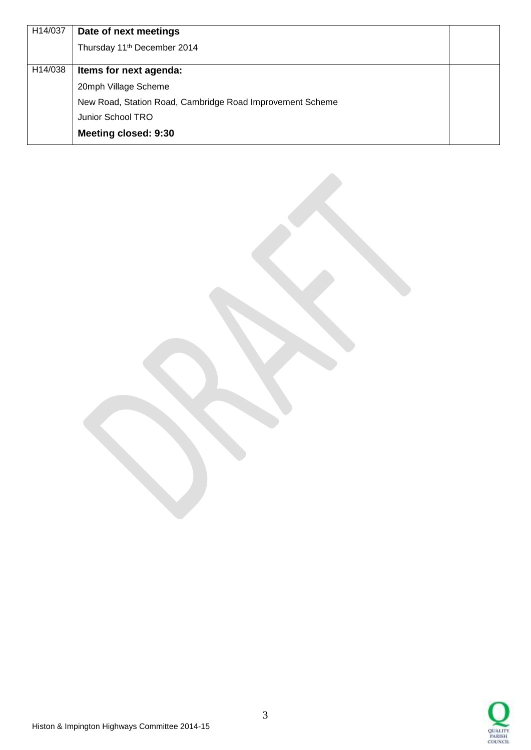| | | |
|---|---|---|
| H14/037 | **Date of next meetings**<br>Thursday 11th December 2014 | |
| H14/038 | **Items for next agenda:**<br>20mph Village Scheme<br>New Road, Station Road, Cambridge Road Improvement Scheme<br>Junior School TRO<br>**Meeting closed: 9:30** | |

DRAFT